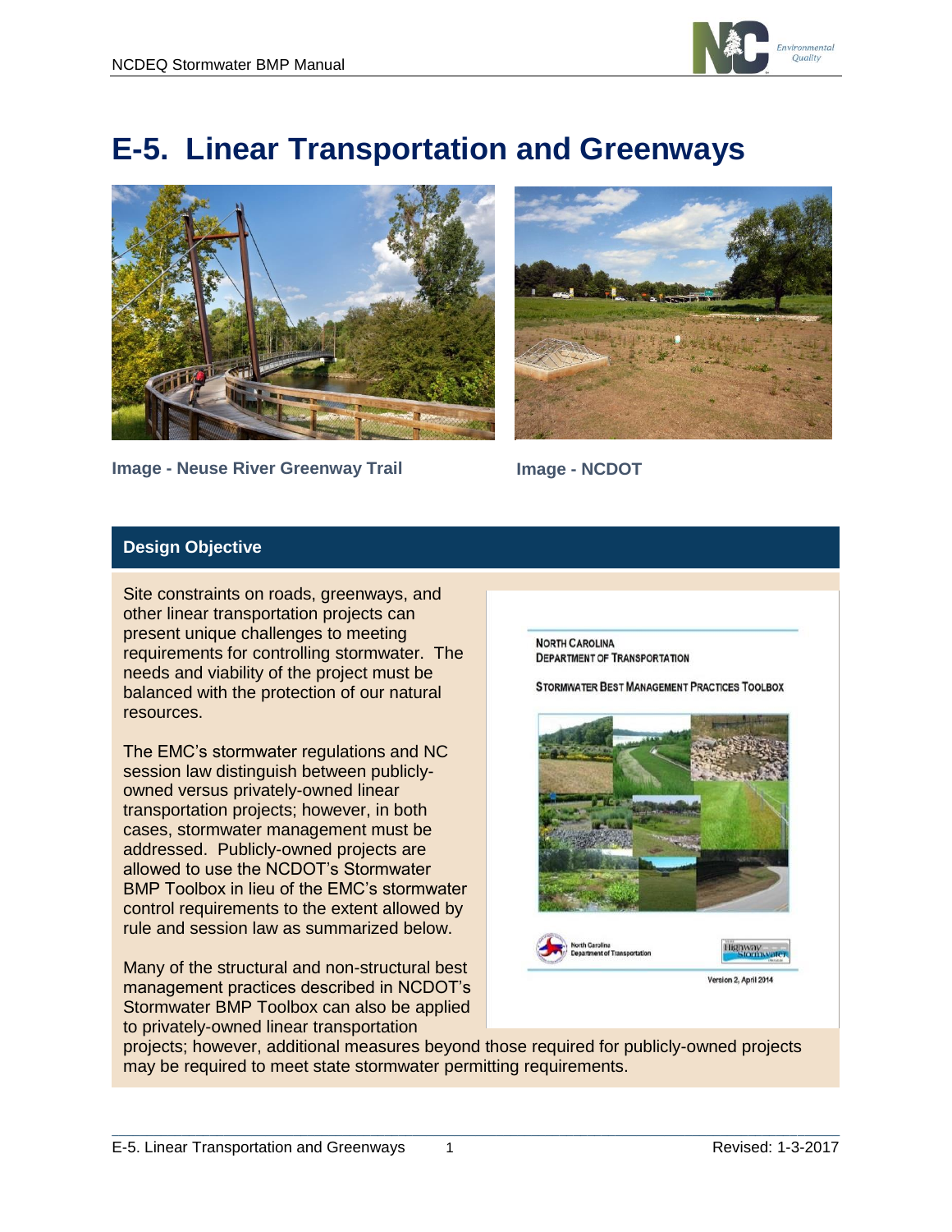# E-5. Linear Transportation and Greenways

Image - Neuse River Greenway Trail

Image - NCDOT

## Design Objective

Site constraints on roads, greenways, and other linear transportation projects can present unique challenges to meeting requirements for controlling stormwater. The needs and viability of the project must be balanced with the protection of our natural resources.

The EMC's stormwater regulations and NC session law distinguish between publicly-owned versus privately-owned linear transportation projects; however, in both cases, stormwater management must be addressed. Publicly-owned projects are allowed to use the NCDOT's Stormwater BMP Toolbox in lieu of the EMC's stormwater control requirements to the extent allowed by rule and session law as summarized below.

Many of the structural and non-structural best management practices described in NCDOT's Stormwater BMP Toolbox can also be applied to privately-owned linear transportation projects; however, additional measures beyond those required for publicly-owned projects may be required to meet state stormwater permitting requirements.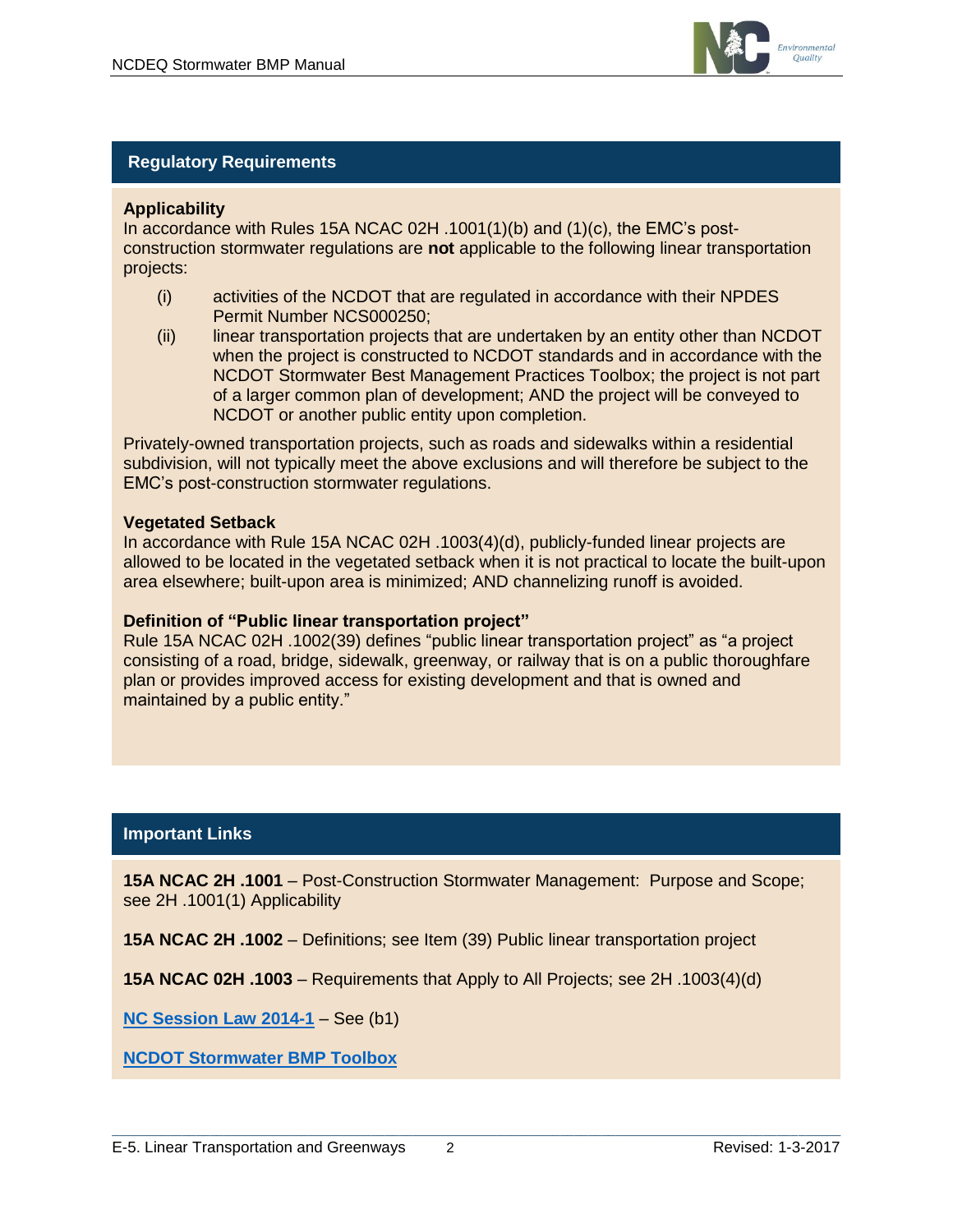## Regulatory Requirements

**Applicability**
In accordance with Rules 15A NCAC 02H .1001(1)(b) and (1)(c), the EMC's post-construction stormwater regulations are **not** applicable to the following linear transportation projects:

(i) activities of the NCDOT that are regulated in accordance with their NPDES Permit Number NCS000250;

(ii) linear transportation projects that are undertaken by an entity other than NCDOT when the project is constructed to NCDOT standards and in accordance with the NCDOT Stormwater Best Management Practices Toolbox; the project is not part of a larger common plan of development; AND the project will be conveyed to NCDOT or another public entity upon completion.

Privately-owned transportation projects, such as roads and sidewalks within a residential subdivision, will not typically meet the above exclusions and will therefore be subject to the EMC's post-construction stormwater regulations.

**Vegetated Setback**
In accordance with Rule 15A NCAC 02H .1003(4)(d), publicly-funded linear projects are allowed to be located in the vegetated setback when it is not practical to locate the built-upon area elsewhere; built-upon area is minimized; AND channelizing runoff is avoided.

**Definition of "Public linear transportation project"**
Rule 15A NCAC 02H .1002(39) defines "public linear transportation project" as "a project consisting of a road, bridge, sidewalk, greenway, or railway that is on a public thoroughfare plan or provides improved access for existing development and that is owned and maintained by a public entity."

## Important Links

**15A NCAC 2H .1001** – Post-Construction Stormwater Management: Purpose and Scope; see 2H .1001(1) Applicability

**15A NCAC 2H .1002** – Definitions; see Item (39) Public linear transportation project

**15A NCAC 02H .1003** – Requirements that Apply to All Projects; see 2H .1003(4)(d)

NC Session Law 2014-1 – See (b1)

NCDOT Stormwater BMP Toolbox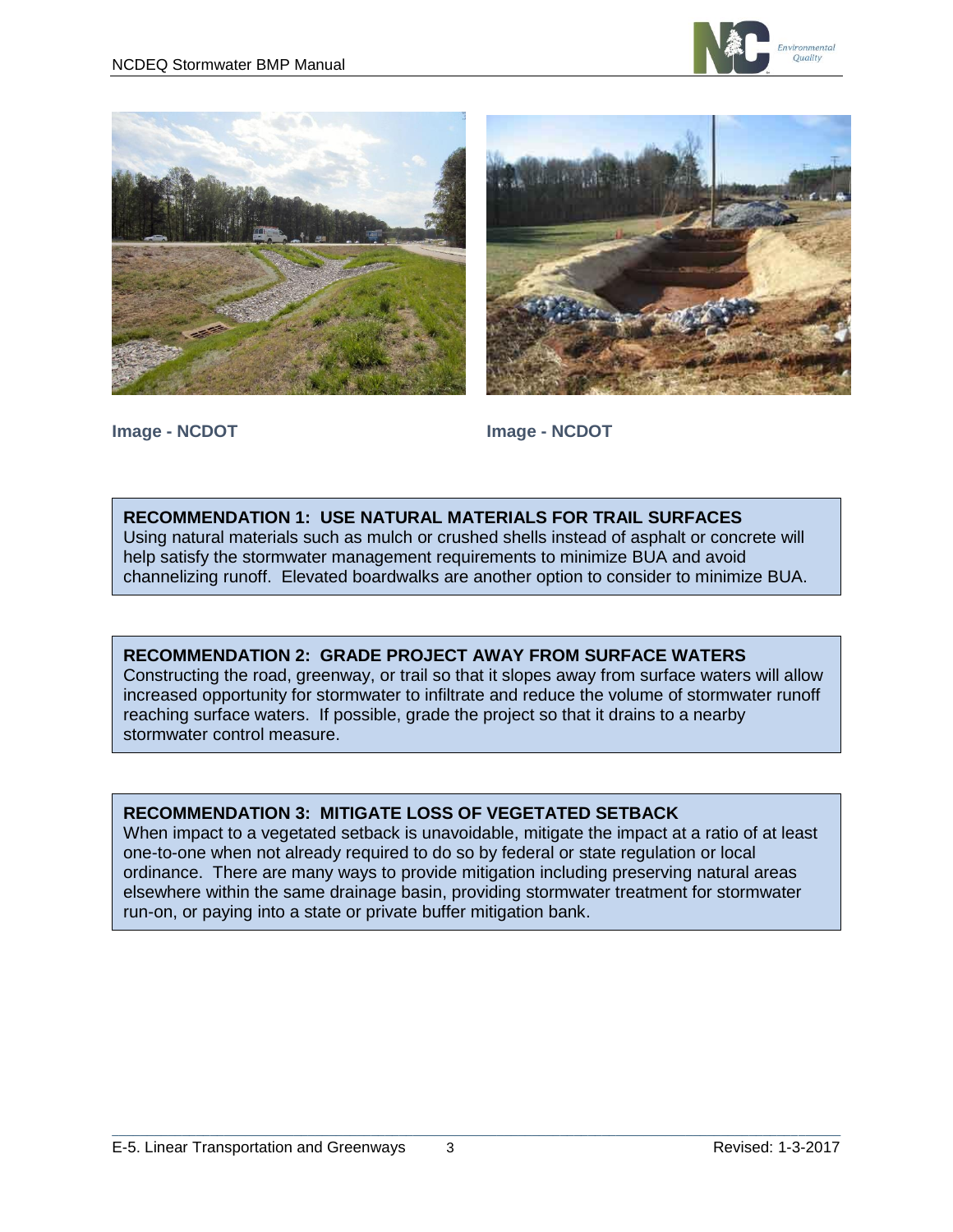Image - NCDOT

Image - NCDOT

**RECOMMENDATION 1: USE NATURAL MATERIALS FOR TRAIL SURFACES**
Using natural materials such as mulch or crushed shells instead of asphalt or concrete will help satisfy the stormwater management requirements to minimize BUA and avoid channelizing runoff. Elevated boardwalks are another option to consider to minimize BUA.

**RECOMMENDATION 2: GRADE PROJECT AWAY FROM SURFACE WATERS**
Constructing the road, greenway, or trail so that it slopes away from surface waters will allow increased opportunity for stormwater to infiltrate and reduce the volume of stormwater runoff reaching surface waters. If possible, grade the project so that it drains to a nearby stormwater control measure.

**RECOMMENDATION 3: MITIGATE LOSS OF VEGETATED SETBACK**
When impact to a vegetated setback is unavoidable, mitigate the impact at a ratio of at least one-to-one when not already required to do so by federal or state regulation or local ordinance. There are many ways to provide mitigation including preserving natural areas elsewhere within the same drainage basin, providing stormwater treatment for stormwater run-on, or paying into a state or private buffer mitigation bank.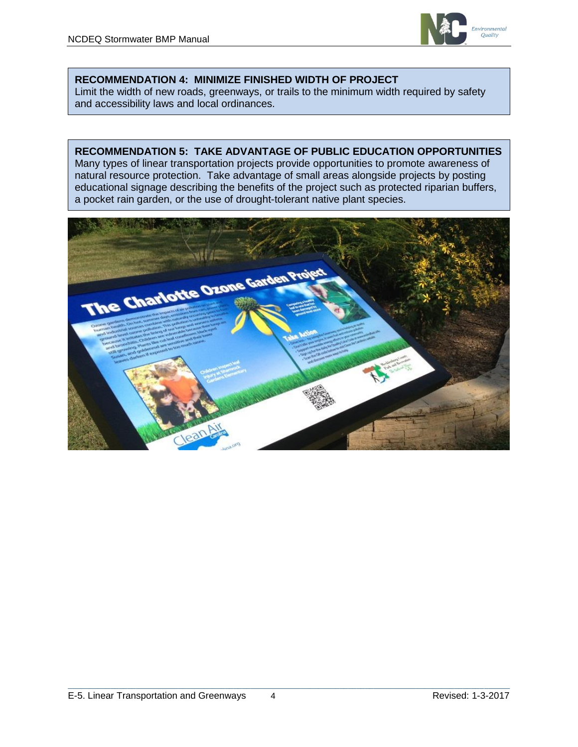**RECOMMENDATION 4: MINIMIZE FINISHED WIDTH OF PROJECT**

Limit the width of new roads, greenways, or trails to the minimum width required by safety and accessibility laws and local ordinances.

**RECOMMENDATION 5: TAKE ADVANTAGE OF PUBLIC EDUCATION OPPORTUNITIES**

Many types of linear transportation projects provide opportunities to promote awareness of natural resource protection. Take advantage of small areas alongside projects by posting educational signage describing the benefits of the project such as protected riparian buffers, a pocket rain garden, or the use of drought-tolerant native plant species.